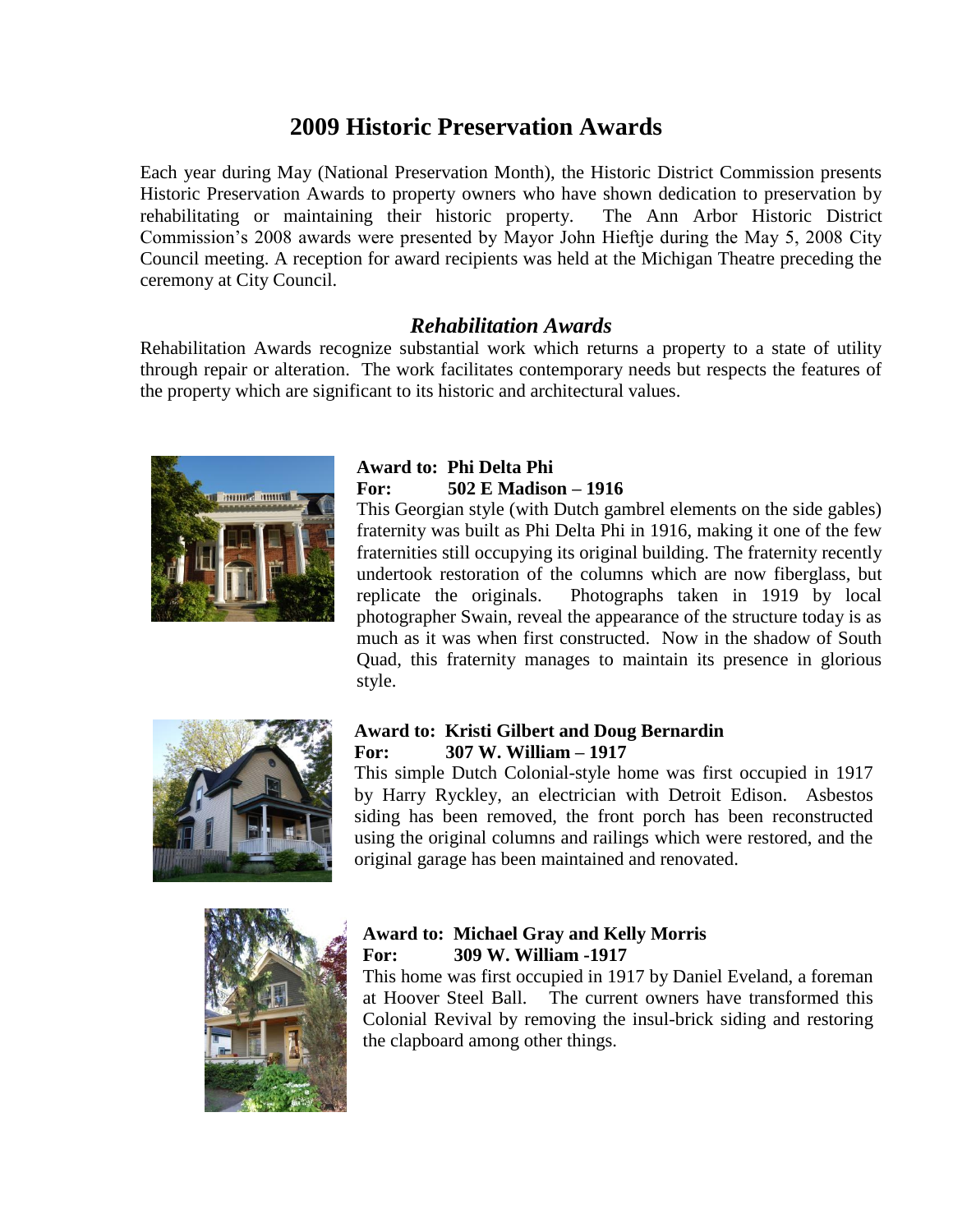# 2009 Historic Preservation Awards

Each year during May (National Preservation Month), the Historic District Commission presents Historic Preservation Awards to property owners who have shown dedication to preservation by rehabilitating or maintaining their historic property. The Ann Arbor Historic District Commission's 2008 awards were presented by Mayor John Hieftje during the May 5, 2008 City Council meeting. A reception for award recipients was held at the Michigan Theatre preceding the ceremony at City Council.

## *Rehabilitation Awards*

Rehabilitation Awards recognize substantial work which returns a property to a state of utility through repair or alteration. The work facilitates contemporary needs but respects the features of the property which are significant to its historic and architectural values.

**Award to: Phi Delta Phi**
**For: 502 E Madison – 1916**

This Georgian style (with Dutch gambrel elements on the side gables) fraternity was built as Phi Delta Phi in 1916, making it one of the few fraternities still occupying its original building. The fraternity recently undertook restoration of the columns which are now fiberglass, but replicate the originals. Photographs taken in 1919 by local photographer Swain, reveal the appearance of the structure today is as much as it was when first constructed. Now in the shadow of South Quad, this fraternity manages to maintain its presence in glorious style.

**Award to: Kristi Gilbert and Doug Bernardin**
**For: 307 W. William – 1917**

This simple Dutch Colonial-style home was first occupied in 1917 by Harry Ryckley, an electrician with Detroit Edison. Asbestos siding has been removed, the front porch has been reconstructed using the original columns and railings which were restored, and the original garage has been maintained and renovated.

**Award to: Michael Gray and Kelly Morris**
**For: 309 W. William -1917**

This home was first occupied in 1917 by Daniel Eveland, a foreman at Hoover Steel Ball. The current owners have transformed this Colonial Revival by removing the insul-brick siding and restoring the clapboard among other things.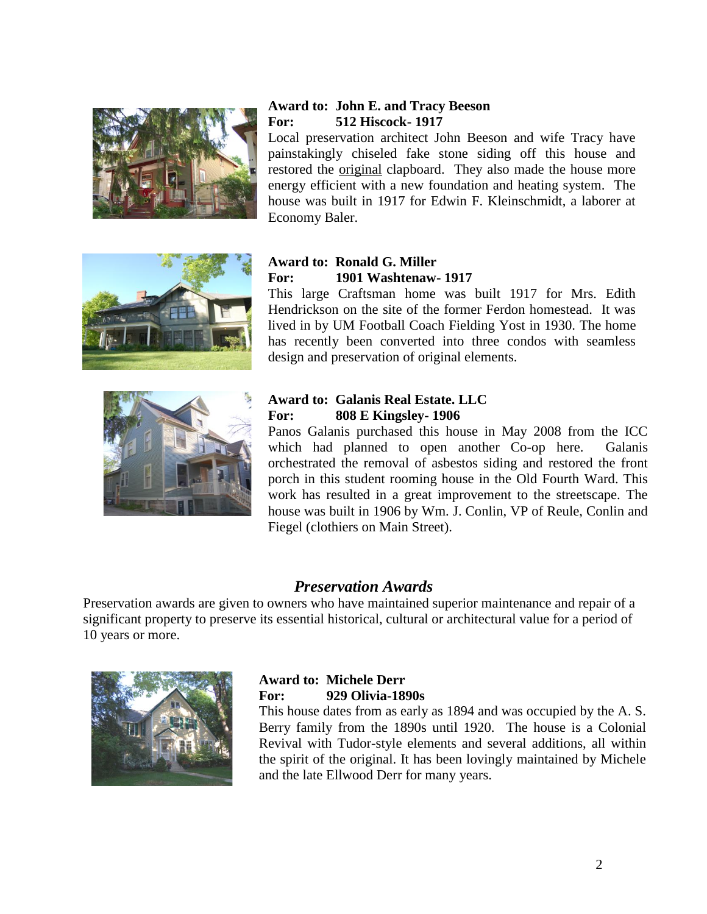**Award to: John E. and Tracy Beeson**
**For: 512 Hiscock- 1917**

Local preservation architect John Beeson and wife Tracy have painstakingly chiseled fake stone siding off this house and restored the original clapboard. They also made the house more energy efficient with a new foundation and heating system. The house was built in 1917 for Edwin F. Kleinschmidt, a laborer at Economy Baler.

**Award to: Ronald G. Miller**
**For: 1901 Washtenaw- 1917**

This large Craftsman home was built 1917 for Mrs. Edith Hendrickson on the site of the former Ferdon homestead. It was lived in by UM Football Coach Fielding Yost in 1930. The home has recently been converted into three condos with seamless design and preservation of original elements.

**Award to: Galanis Real Estate. LLC**
**For: 808 E Kingsley- 1906**

Panos Galanis purchased this house in May 2008 from the ICC which had planned to open another Co-op here. Galanis orchestrated the removal of asbestos siding and restored the front porch in this student rooming house in the Old Fourth Ward. This work has resulted in a great improvement to the streetscape. The house was built in 1906 by Wm. J. Conlin, VP of Reule, Conlin and Fiegel (clothiers on Main Street).

## *Preservation Awards*

Preservation awards are given to owners who have maintained superior maintenance and repair of a significant property to preserve its essential historical, cultural or architectural value for a period of 10 years or more.

**Award to: Michele Derr**
**For: 929 Olivia-1890s**

This house dates from as early as 1894 and was occupied by the A. S. Berry family from the 1890s until 1920. The house is a Colonial Revival with Tudor-style elements and several additions, all within the spirit of the original. It has been lovingly maintained by Michele and the late Ellwood Derr for many years.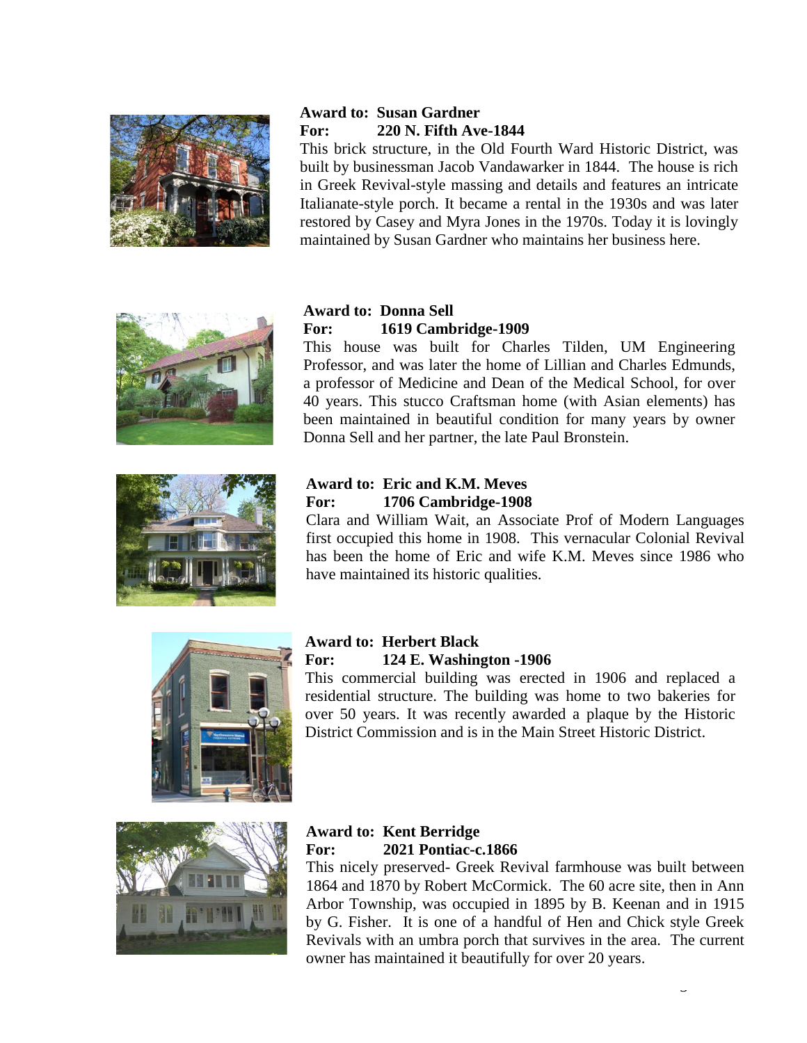**Award to: Susan Gardner**
**For: 220 N. Fifth Ave-1844**

This brick structure, in the Old Fourth Ward Historic District, was built by businessman Jacob Vandawarker in 1844. The house is rich in Greek Revival-style massing and details and features an intricate Italianate-style porch. It became a rental in the 1930s and was later restored by Casey and Myra Jones in the 1970s. Today it is lovingly maintained by Susan Gardner who maintains her business here.

**Award to: Donna Sell**
**For: 1619 Cambridge-1909**

This house was built for Charles Tilden, UM Engineering Professor, and was later the home of Lillian and Charles Edmunds, a professor of Medicine and Dean of the Medical School, for over 40 years. This stucco Craftsman home (with Asian elements) has been maintained in beautiful condition for many years by owner Donna Sell and her partner, the late Paul Bronstein.

**Award to: Eric and K.M. Meves**
**For: 1706 Cambridge-1908**

Clara and William Wait, an Associate Prof of Modern Languages first occupied this home in 1908. This vernacular Colonial Revival has been the home of Eric and wife K.M. Meves since 1986 who have maintained its historic qualities.

**Award to: Herbert Black**
**For: 124 E. Washington -1906**

This commercial building was erected in 1906 and replaced a residential structure. The building was home to two bakeries for over 50 years. It was recently awarded a plaque by the Historic District Commission and is in the Main Street Historic District.

**Award to: Kent Berridge**
**For: 2021 Pontiac-c.1866**

This nicely preserved- Greek Revival farmhouse was built between 1864 and 1870 by Robert McCormick. The 60 acre site, then in Ann Arbor Township, was occupied in 1895 by B. Keenan and in 1915 by G. Fisher. It is one of a handful of Hen and Chick style Greek Revivals with an umbra porch that survives in the area. The current owner has maintained it beautifully for over 20 years.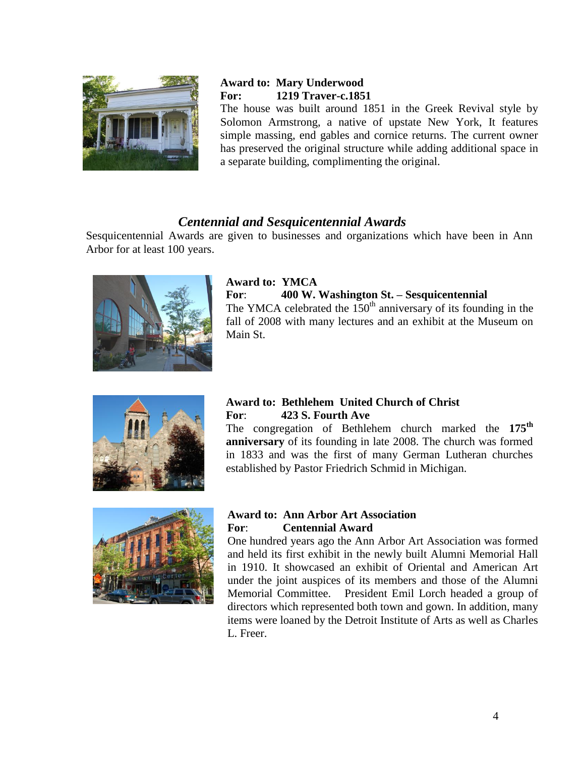**Award to: Mary Underwood**
**For: 1219 Traver-c.1851**

The house was built around 1851 in the Greek Revival style by Solomon Armstrong, a native of upstate New York, It features simple massing, end gables and cornice returns. The current owner has preserved the original structure while adding additional space in a separate building, complimenting the original.

## *Centennial and Sesquicentennial Awards*

Sesquicentennial Awards are given to businesses and organizations which have been in Ann Arbor for at least 100 years.

**Award to: YMCA**
**For**: **400 W. Washington St. – Sesquicentennial**

The YMCA celebrated the 150th anniversary of its founding in the fall of 2008 with many lectures and an exhibit at the Museum on Main St.

**Award to: Bethlehem United Church of Christ**
**For**: **423 S. Fourth Ave**

The congregation of Bethlehem church marked the **175th anniversary** of its founding in late 2008. The church was formed in 1833 and was the first of many German Lutheran churches established by Pastor Friedrich Schmid in Michigan.

**Award to: Ann Arbor Art Association**
**For**: **Centennial Award**

One hundred years ago the Ann Arbor Art Association was formed and held its first exhibit in the newly built Alumni Memorial Hall in 1910. It showcased an exhibit of Oriental and American Art under the joint auspices of its members and those of the Alumni Memorial Committee. President Emil Lorch headed a group of directors which represented both town and gown. In addition, many items were loaned by the Detroit Institute of Arts as well as Charles L. Freer.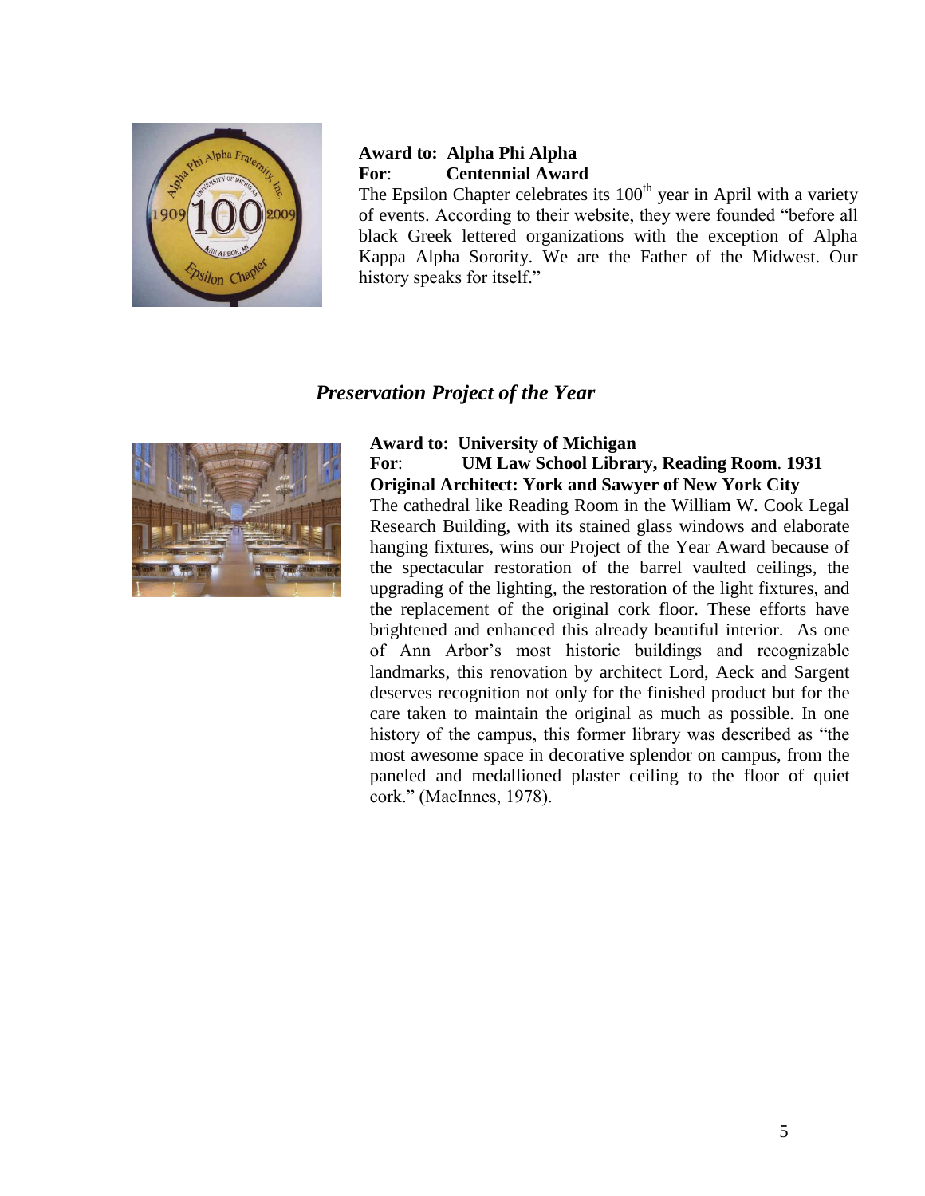**Award to: Alpha Phi Alpha**
**For**: **Centennial Award**

The Epsilon Chapter celebrates its 100$^{th}$ year in April with a variety of events. According to their website, they were founded "before all black Greek lettered organizations with the exception of Alpha Kappa Alpha Sorority. We are the Father of the Midwest. Our history speaks for itself."

## *Preservation Project of the Year*

**Award to: University of Michigan**
**For**: **UM Law School Library, Reading Room**. **1931**
**Original Architect: York and Sawyer of New York City**

The cathedral like Reading Room in the William W. Cook Legal Research Building, with its stained glass windows and elaborate hanging fixtures, wins our Project of the Year Award because of the spectacular restoration of the barrel vaulted ceilings, the upgrading of the lighting, the restoration of the light fixtures, and the replacement of the original cork floor. These efforts have brightened and enhanced this already beautiful interior. As one of Ann Arbor's most historic buildings and recognizable landmarks, this renovation by architect Lord, Aeck and Sargent deserves recognition not only for the finished product but for the care taken to maintain the original as much as possible. In one history of the campus, this former library was described as "the most awesome space in decorative splendor on campus, from the paneled and medallioned plaster ceiling to the floor of quiet cork." (MacInnes, 1978).